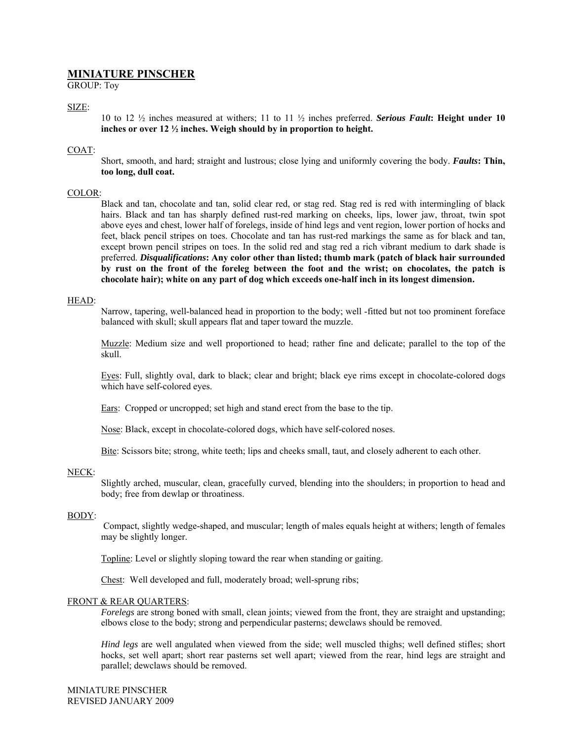# MINIATURE PINSCHER

GROUP: Toy

## SIZE:

10 to 12 ½ inches measured at withers; 11 to 11 ½ inches preferred. ***Serious Fault*: Height under 10 inches or over 12 ½ inches. Weigh should by in proportion to height.**

## COAT:

Short, smooth, and hard; straight and lustrous; close lying and uniformly covering the body. ***Faults*: Thin, too long, dull coat.**

## COLOR:

Black and tan, chocolate and tan, solid clear red, or stag red. Stag red is red with intermingling of black hairs. Black and tan has sharply defined rust-red marking on cheeks, lips, lower jaw, throat, twin spot above eyes and chest, lower half of forelegs, inside of hind legs and vent region, lower portion of hocks and feet, black pencil stripes on toes. Chocolate and tan has rust-red markings the same as for black and tan, except brown pencil stripes on toes. In the solid red and stag red a rich vibrant medium to dark shade is preferred. ***Disqualifications*: Any color other than listed; thumb mark (patch of black hair surrounded by rust on the front of the foreleg between the foot and the wrist; on chocolates, the patch is chocolate hair); white on any part of dog which exceeds one-half inch in its longest dimension.**

## HEAD:

Narrow, tapering, well-balanced head in proportion to the body; well -fitted but not too prominent foreface balanced with skull; skull appears flat and taper toward the muzzle.

Muzzle: Medium size and well proportioned to head; rather fine and delicate; parallel to the top of the skull.

Eyes: Full, slightly oval, dark to black; clear and bright; black eye rims except in chocolate-colored dogs which have self-colored eyes.

Ears: Cropped or uncropped; set high and stand erect from the base to the tip.

Nose: Black, except in chocolate-colored dogs, which have self-colored noses.

Bite: Scissors bite; strong, white teeth; lips and cheeks small, taut, and closely adherent to each other.

## NECK:

Slightly arched, muscular, clean, gracefully curved, blending into the shoulders; in proportion to head and body; free from dewlap or throatiness.

## BODY:

Compact, slightly wedge-shaped, and muscular; length of males equals height at withers; length of females may be slightly longer.

Topline: Level or slightly sloping toward the rear when standing or gaiting.

Chest: Well developed and full, moderately broad; well-sprung ribs;

## FRONT & REAR QUARTERS:

*Forelegs* are strong boned with small, clean joints; viewed from the front, they are straight and upstanding; elbows close to the body; strong and perpendicular pasterns; dewclaws should be removed.

*Hind legs* are well angulated when viewed from the side; well muscled thighs; well defined stifles; short hocks, set well apart; short rear pasterns set well apart; viewed from the rear, hind legs are straight and parallel; dewclaws should be removed.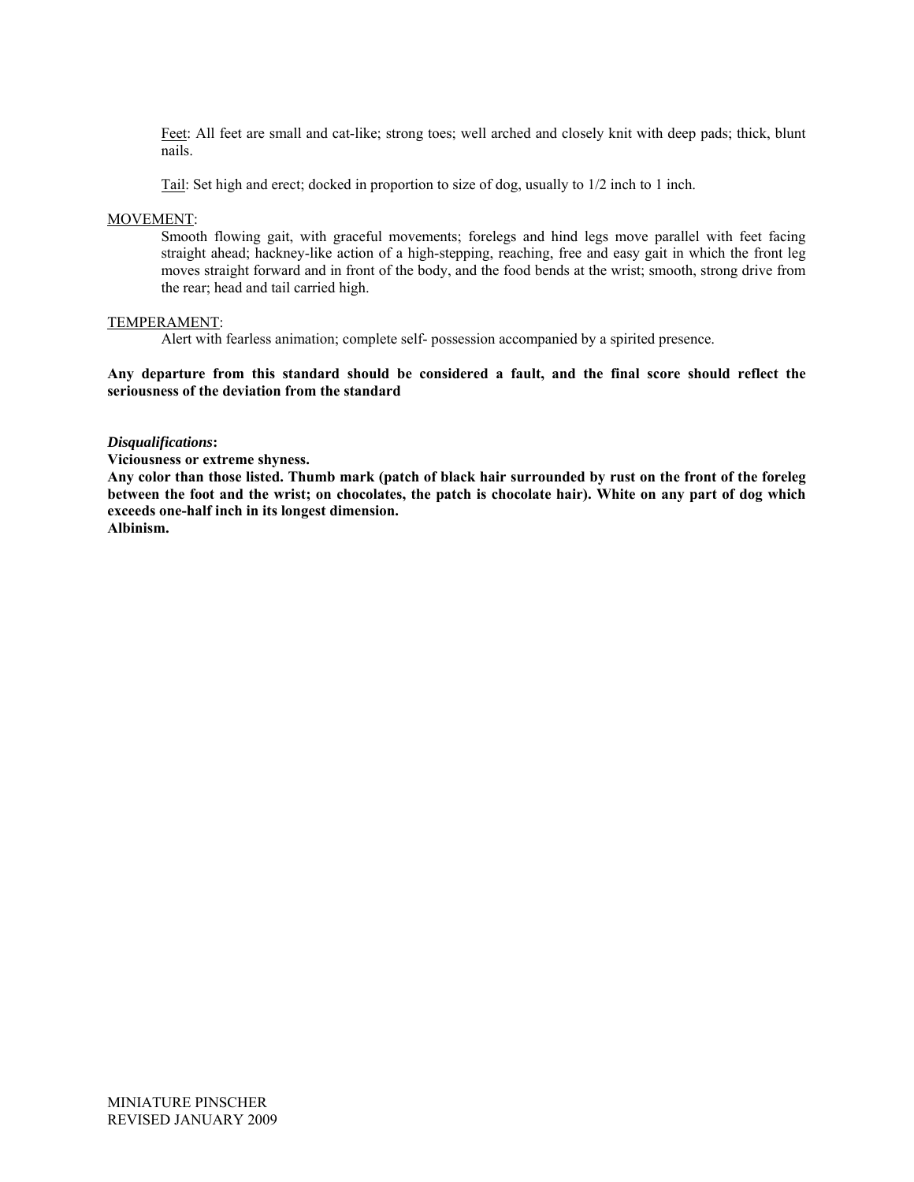Feet: All feet are small and cat-like; strong toes; well arched and closely knit with deep pads; thick, blunt nails.

Tail: Set high and erect; docked in proportion to size of dog, usually to 1/2 inch to 1 inch.

MOVEMENT:

Smooth flowing gait, with graceful movements; forelegs and hind legs move parallel with feet facing straight ahead; hackney-like action of a high-stepping, reaching, free and easy gait in which the front leg moves straight forward and in front of the body, and the food bends at the wrist; smooth, strong drive from the rear; head and tail carried high.

TEMPERAMENT:

Alert with fearless animation; complete self- possession accompanied by a spirited presence.

**Any departure from this standard should be considered a fault, and the final score should reflect the seriousness of the deviation from the standard**

***Disqualifications*:**

**Viciousness or extreme shyness.**

**Any color than those listed. Thumb mark (patch of black hair surrounded by rust on the front of the foreleg between the foot and the wrist; on chocolates, the patch is chocolate hair). White on any part of dog which exceeds one-half inch in its longest dimension.**

**Albinism.**

MINIATURE PINSCHER
REVISED JANUARY 2009